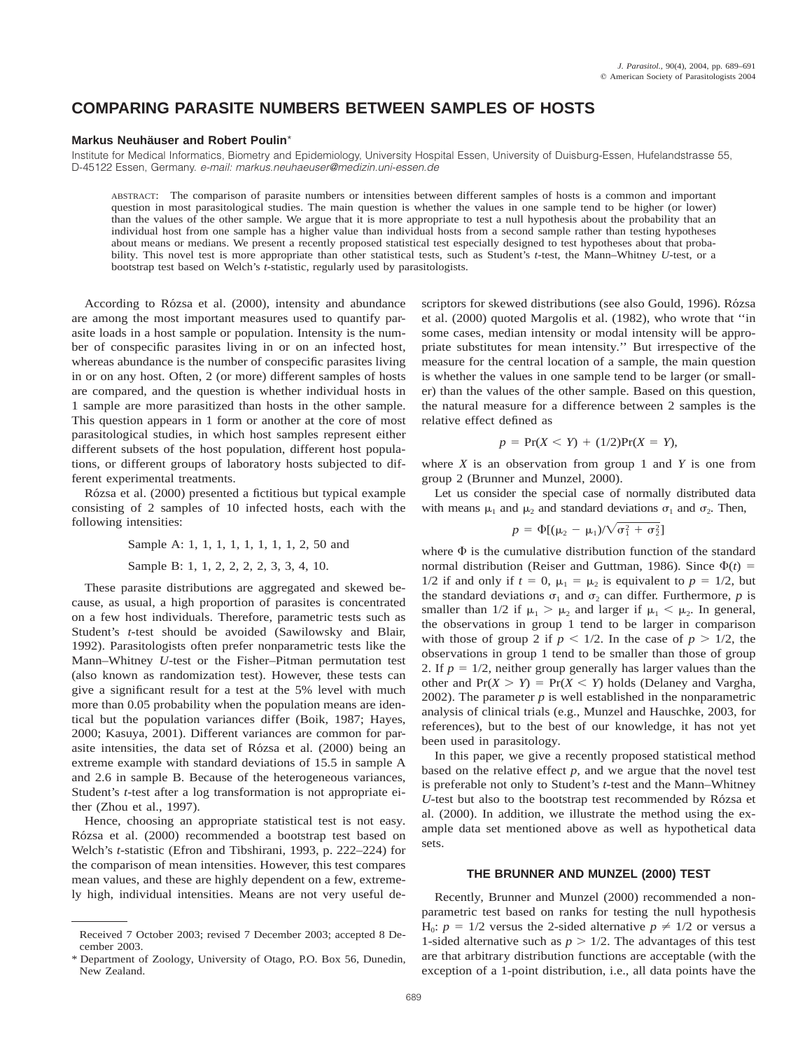# COMPARING PARASITE NUMBERS BETWEEN SAMPLES OF HOSTS

**Markus Neuhäuser and Robert Poulin***

Institute for Medical Informatics, Biometry and Epidemiology, University Hospital Essen, University of Duisburg-Essen, Hufelandstrasse 55, D-45122 Essen, Germany. *e-mail: markus.neuhaeuser@medizin.uni-essen.de*

ABSTRACT: The comparison of parasite numbers or intensities between different samples of hosts is a common and important question in most parasitological studies. The main question is whether the values in one sample tend to be higher (or lower) than the values of the other sample. We argue that it is more appropriate to test a null hypothesis about the probability that an individual host from one sample has a higher value than individual hosts from a second sample rather than testing hypotheses about means or medians. We present a recently proposed statistical test especially designed to test hypotheses about that probability. This novel test is more appropriate than other statistical tests, such as Student's *t*-test, the Mann–Whitney *U*-test, or a bootstrap test based on Welch's *t*-statistic, regularly used by parasitologists.

According to Rózsa et al. (2000), intensity and abundance are among the most important measures used to quantify parasite loads in a host sample or population. Intensity is the number of conspecific parasites living in or on an infected host, whereas abundance is the number of conspecific parasites living in or on any host. Often, 2 (or more) different samples of hosts are compared, and the question is whether individual hosts in 1 sample are more parasitized than hosts in the other sample. This question appears in 1 form or another at the core of most parasitological studies, in which host samples represent either different subsets of the host population, different host populations, or different groups of laboratory hosts subjected to different experimental treatments.

Rózsa et al. (2000) presented a fictitious but typical example consisting of 2 samples of 10 infected hosts, each with the following intensities:

Sample A: 1, 1, 1, 1, 1, 1, 1, 1, 2, 50 and

Sample B: 1, 1, 2, 2, 2, 2, 3, 3, 4, 10.

These parasite distributions are aggregated and skewed because, as usual, a high proportion of parasites is concentrated on a few host individuals. Therefore, parametric tests such as Student's *t*-test should be avoided (Sawilowsky and Blair, 1992). Parasitologists often prefer nonparametric tests like the Mann–Whitney *U*-test or the Fisher–Pitman permutation test (also known as randomization test). However, these tests can give a significant result for a test at the 5% level with much more than 0.05 probability when the population means are identical but the population variances differ (Boik, 1987; Hayes, 2000; Kasuya, 2001). Different variances are common for parasite intensities, the data set of Rózsa et al. (2000) being an extreme example with standard deviations of 15.5 in sample A and 2.6 in sample B. Because of the heterogeneous variances, Student's *t*-test after a log transformation is not appropriate either (Zhou et al., 1997).

Hence, choosing an appropriate statistical test is not easy. Rózsa et al. (2000) recommended a bootstrap test based on Welch's *t*-statistic (Efron and Tibshirani, 1993, p. 222–224) for the comparison of mean intensities. However, this test compares mean values, and these are highly dependent on a few, extremely high, individual intensities. Means are not very useful descriptors for skewed distributions (see also Gould, 1996). Rózsa et al. (2000) quoted Margolis et al. (1982), who wrote that "in some cases, median intensity or modal intensity will be appropriate substitutes for mean intensity." But irrespective of the measure for the central location of a sample, the main question is whether the values in one sample tend to be larger (or smaller) than the values of the other sample. Based on this question, the natural measure for a difference between 2 samples is the relative effect defined as

$$p = \Pr(X < Y) + (1/2)\Pr(X = Y),$$

where $X$ is an observation from group 1 and $Y$ is one from group 2 (Brunner and Munzel, 2000).

Let us consider the special case of normally distributed data with means $\mu_1$ and $\mu_2$ and standard deviations $\sigma_1$ and $\sigma_2$. Then,

$$p = \Phi[(\mu_2 - \mu_1)/\sqrt{\sigma_1^2 + \sigma_2^2}]$$

where $\Phi$ is the cumulative distribution function of the standard normal distribution (Reiser and Guttman, 1986). Since $\Phi(t) = 1/2$ if and only if $t = 0$, $\mu_1 = \mu_2$ is equivalent to $p = 1/2$, but the standard deviations $\sigma_1$ and $\sigma_2$ can differ. Furthermore, $p$ is smaller than 1/2 if $\mu_1 > \mu_2$ and larger if $\mu_1 < \mu_2$. In general, the observations in group 1 tend to be larger in comparison with those of group 2 if $p < 1/2$. In the case of $p > 1/2$, the observations in group 1 tend to be smaller than those of group 2. If $p = 1/2$, neither group generally has larger values than the other and $\Pr(X > Y) = \Pr(X < Y)$ holds (Delaney and Vargha, 2002). The parameter $p$ is well established in the nonparametric analysis of clinical trials (e.g., Munzel and Hauschke, 2003, for references), but to the best of our knowledge, it has not yet been used in parasitology.

In this paper, we give a recently proposed statistical method based on the relative effect $p$, and we argue that the novel test is preferable not only to Student's *t*-test and the Mann–Whitney *U*-test but also to the bootstrap test recommended by Rózsa et al. (2000). In addition, we illustrate the method using the example data set mentioned above as well as hypothetical data sets.

## THE BRUNNER AND MUNZEL (2000) TEST

Recently, Brunner and Munzel (2000) recommended a nonparametric test based on ranks for testing the null hypothesis $H_0$: $p = 1/2$ versus the 2-sided alternative $p \neq 1/2$ or versus a 1-sided alternative such as $p > 1/2$. The advantages of this test are that arbitrary distribution functions are acceptable (with the exception of a 1-point distribution, i.e., all data points have the

Received 7 October 2003; revised 7 December 2003; accepted 8 December 2003.

\* Department of Zoology, University of Otago, P.O. Box 56, Dunedin, New Zealand.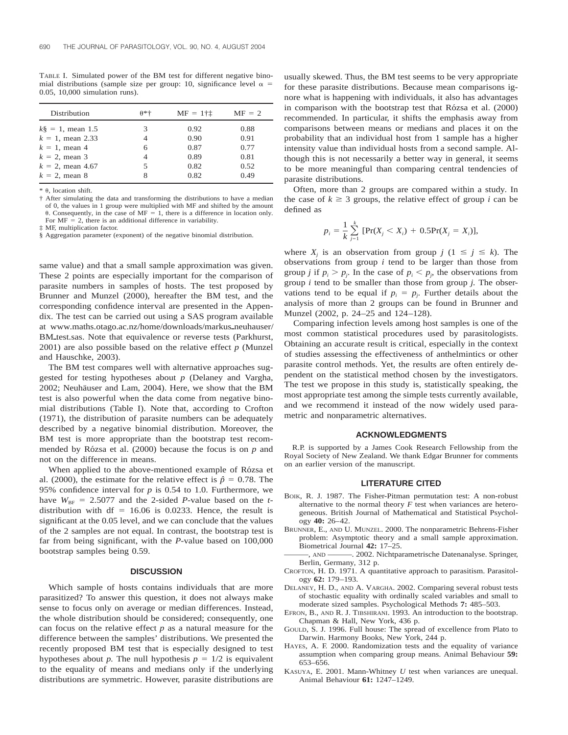TABLE I. Simulated power of the BM test for different negative binomial distributions (sample size per group: 10, significance level $\alpha$ = 0.05, 10,000 simulation runs).

| Distribution | $\theta$*† | MF = 1†‡ | MF = 2 |
|---|---|---|---|
| $k$§ = 1, mean 1.5 | 3 | 0.92 | 0.88 |
| $k$ = 1, mean 2.33 | 4 | 0.90 | 0.91 |
| $k$ = 1, mean 4 | 6 | 0.87 | 0.77 |
| $k$ = 2, mean 3 | 4 | 0.89 | 0.81 |
| $k$ = 2, mean 4.67 | 5 | 0.82 | 0.52 |
| $k$ = 2, mean 8 | 8 | 0.82 | 0.49 |

\* $\theta$, location shift.

† After simulating the data and transforming the distributions to have a median of 0, the values in 1 group were multiplied with MF and shifted by the amount $\theta$. Consequently, in the case of MF = 1, there is a difference in location only. For MF = 2, there is an additional difference in variability.

‡ MF, multiplication factor.

§ Aggregation parameter (exponent) of the negative binomial distribution.

same value) and that a small sample approximation was given. These 2 points are especially important for the comparison of parasite numbers in samples of hosts. The test proposed by Brunner and Munzel (2000), hereafter the BM test, and the corresponding confidence interval are presented in the Appendix. The test can be carried out using a SAS program available at www.maths.otago.ac.nz/home/downloads/markus_neuhauser/BM_test.sas. Note that equivalence or reverse tests (Parkhurst, 2001) are also possible based on the relative effect $p$ (Munzel and Hauschke, 2003).

The BM test compares well with alternative approaches suggested for testing hypotheses about $p$ (Delaney and Vargha, 2002; Neuhäuser and Lam, 2004). Here, we show that the BM test is also powerful when the data come from negative binomial distributions (Table I). Note that, according to Crofton (1971), the distribution of parasite numbers can be adequately described by a negative binomial distribution. Moreover, the BM test is more appropriate than the bootstrap test recommended by Rózsa et al. (2000) because the focus is on $p$ and not on the difference in means.

When applied to the above-mentioned example of Rózsa et al. (2000), the estimate for the relative effect is $\hat{p}$ = 0.78. The 95% confidence interval for $p$ is 0.54 to 1.0. Furthermore, we have $W_{BF}$ = 2.5077 and the 2-sided $P$-value based on the $t$-distribution with df = 16.06 is 0.0233. Hence, the result is significant at the 0.05 level, and we can conclude that the values of the 2 samples are not equal. In contrast, the bootstrap test is far from being significant, with the $P$-value based on 100,000 bootstrap samples being 0.59.

## DISCUSSION

Which sample of hosts contains individuals that are more parasitized? To answer this question, it does not always make sense to focus only on average or median differences. Instead, the whole distribution should be considered; consequently, one can focus on the relative effect $p$ as a natural measure for the difference between the samples' distributions. We presented the recently proposed BM test that is especially designed to test hypotheses about $p$. The null hypothesis $p = 1/2$ is equivalent to the equality of means and medians only if the underlying distributions are symmetric. However, parasite distributions are usually skewed. Thus, the BM test seems to be very appropriate for these parasite distributions. Because mean comparisons ignore what is happening with individuals, it also has advantages in comparison with the bootstrap test that Rózsa et al. (2000) recommended. In particular, it shifts the emphasis away from comparisons between means or medians and places it on the probability that an individual host from 1 sample has a higher intensity value than individual hosts from a second sample. Although this is not necessarily a better way in general, it seems to be more meaningful than comparing central tendencies of parasite distributions.

Often, more than 2 groups are compared within a study. In the case of $k \geq 3$ groups, the relative effect of group $i$ can be defined as

$$p_i = \frac{1}{k}\sum_{j=1}^{k} [\Pr(X_j < X_i) + 0.5\Pr(X_j = X_i)],$$

where $X_j$ is an observation from group $j$ ($1 \leq j \leq k$). The observations from group $i$ tend to be larger than those from group $j$ if $p_i > p_j$. In the case of $p_i < p_j$, the observations from group $i$ tend to be smaller than those from group $j$. The observations tend to be equal if $p_i = p_j$. Further details about the analysis of more than 2 groups can be found in Brunner and Munzel (2002, p. 24–25 and 124–128).

Comparing infection levels among host samples is one of the most common statistical procedures used by parasitologists. Obtaining an accurate result is critical, especially in the context of studies assessing the effectiveness of anthelmintics or other parasite control methods. Yet, the results are often entirely dependent on the statistical method chosen by the investigators. The test we propose in this study is, statistically speaking, the most appropriate test among the simple tests currently available, and we recommend it instead of the now widely used parametric and nonparametric alternatives.

## ACKNOWLEDGMENTS

R.P. is supported by a James Cook Research Fellowship from the Royal Society of New Zealand. We thank Edgar Brunner for comments on an earlier version of the manuscript.

## LITERATURE CITED

BOIK, R. J. 1987. The Fisher-Pitman permutation test: A non-robust alternative to the normal theory $F$ test when variances are heterogeneous. British Journal of Mathematical and Statistical Psychology **40:** 26–42.

BRUNNER, E., AND U. MUNZEL. 2000. The nonparametric Behrens-Fisher problem: Asymptotic theory and a small sample approximation. Biometrical Journal **42:** 17–25.

———, AND ———. 2002. Nichtparametrische Datenanalyse. Springer, Berlin, Germany, 312 p.

CROFTON, H. D. 1971. A quantitative approach to parasitism. Parasitology **62:** 179–193.

DELANEY, H. D., AND A. VARGHA. 2002. Comparing several robust tests of stochastic equality with ordinally scaled variables and small to moderate sized samples. Psychological Methods **7:** 485–503.

EFRON, B., AND R. J. TIBSHIRANI. 1993. An introduction to the bootstrap. Chapman & Hall, New York, 436 p.

GOULD, S. J. 1996. Full house: The spread of excellence from Plato to Darwin. Harmony Books, New York, 244 p.

HAYES, A. F. 2000. Randomization tests and the equality of variance assumption when comparing group means. Animal Behaviour **59:** 653–656.

KASUYA, E. 2001. Mann-Whitney $U$ test when variances are unequal. Animal Behaviour **61:** 1247–1249.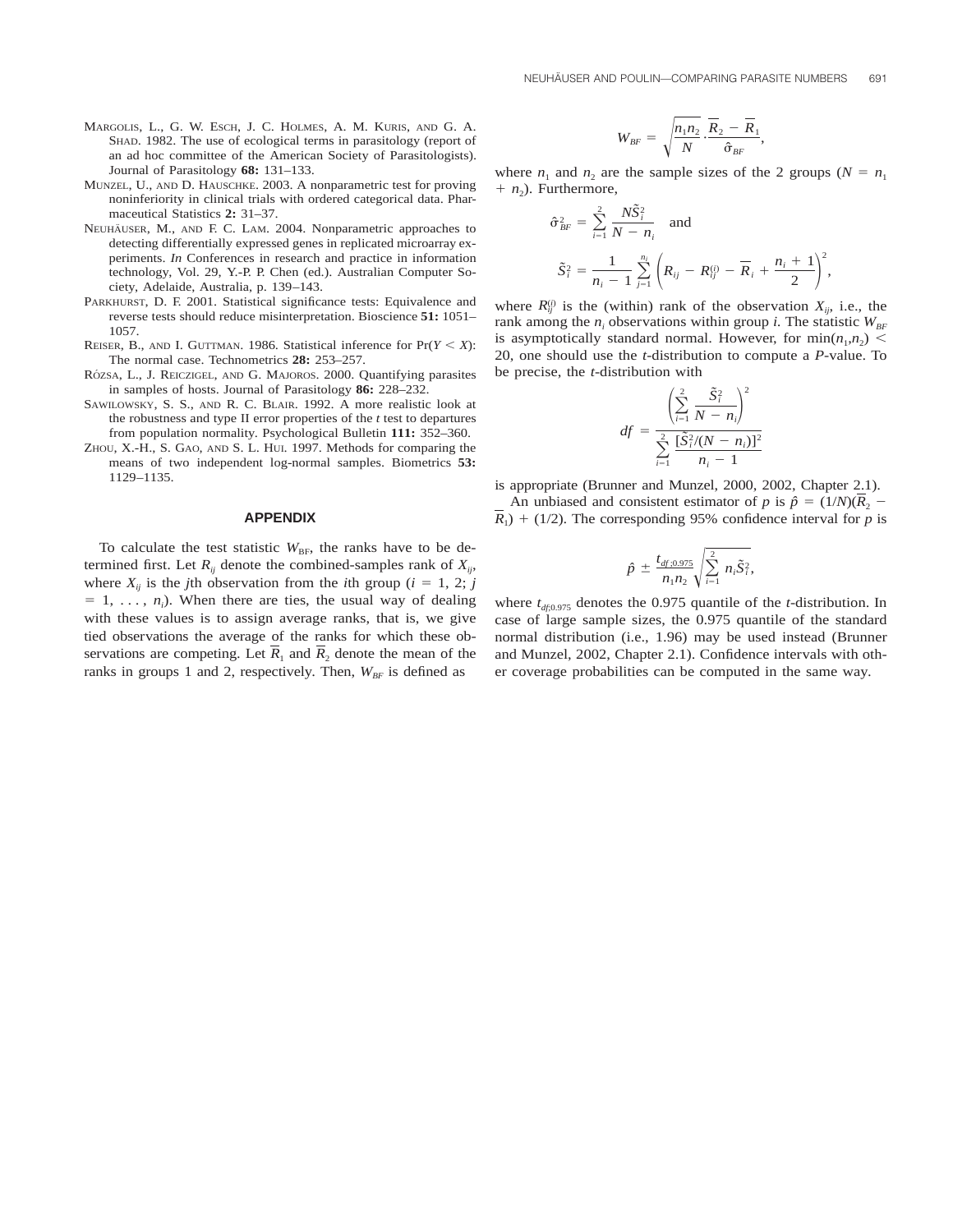MARGOLIS, L., G. W. ESCH, J. C. HOLMES, A. M. KURIS, AND G. A. SHAD. 1982. The use of ecological terms in parasitology (report of an ad hoc committee of the American Society of Parasitologists). Journal of Parasitology **68:** 131–133.

MUNZEL, U., AND D. HAUSCHKE. 2003. A nonparametric test for proving noninferiority in clinical trials with ordered categorical data. Pharmaceutical Statistics **2:** 31–37.

NEUHÄUSER, M., AND F. C. LAM. 2004. Nonparametric approaches to detecting differentially expressed genes in replicated microarray experiments. *In* Conferences in research and practice in information technology, Vol. 29, Y.-P. P. Chen (ed.). Australian Computer Society, Adelaide, Australia, p. 139–143.

PARKHURST, D. F. 2001. Statistical significance tests: Equivalence and reverse tests should reduce misinterpretation. Bioscience **51:** 1051–1057.

REISER, B., AND I. GUTTMAN. 1986. Statistical inference for Pr($Y < X$): The normal case. Technometrics **28:** 253–257.

RÓZSA, L., J. REICZIGEL, AND G. MAJOROS. 2000. Quantifying parasites in samples of hosts. Journal of Parasitology **86:** 228–232.

SAWILOWSKY, S. S., AND R. C. BLAIR. 1992. A more realistic look at the robustness and type II error properties of the *t* test to departures from population normality. Psychological Bulletin **111:** 352–360.

ZHOU, X.-H., S. GAO, AND S. L. HUI. 1997. Methods for comparing the means of two independent log-normal samples. Biometrics **53:** 1129–1135.

## APPENDIX

To calculate the test statistic $W_{BF}$, the ranks have to be determined first. Let $R_{ij}$ denote the combined-samples rank of $X_{ij}$, where $X_{ij}$ is the $j$th observation from the $i$th group ($i = 1, 2$; $j = 1, \ldots, n_i$). When there are ties, the usual way of dealing with these values is to assign average ranks, that is, we give tied observations the average of the ranks for which these observations are competing. Let $\overline{R}_1$ and $\overline{R}_2$ denote the mean of the ranks in groups 1 and 2, respectively. Then, $W_{BF}$ is defined as

$$W_{BF} = \sqrt{\frac{n_1 n_2}{N}} \cdot \frac{\overline{R}_2 - \overline{R}_1}{\hat{\sigma}_{BF}},$$

where $n_1$ and $n_2$ are the sample sizes of the 2 groups ($N = n_1 + n_2$). Furthermore,

$$\hat{\sigma}^2_{BF} = \sum_{i=1}^{2} \frac{N\tilde{S}_i^2}{N - n_i} \quad \text{and}$$

$$\tilde{S}_i^2 = \frac{1}{n_i - 1} \sum_{j=1}^{n_i} \left( R_{ij} - R_{ij}^{(i)} - \overline{R}_i + \frac{n_i + 1}{2} \right)^2,$$

where $R_{ij}^{(i)}$ is the (within) rank of the observation $X_{ij}$, i.e., the rank among the $n_i$ observations within group $i$. The statistic $W_{BF}$ is asymptotically standard normal. However, for $\min(n_1, n_2) < 20$, one should use the $t$-distribution to compute a $P$-value. To be precise, the $t$-distribution with

$$df = \frac{\left( \sum_{i=1}^{2} \frac{\tilde{S}_i^2}{N - n_i} \right)^2}{\sum_{i=1}^{2} \frac{[\tilde{S}_i^2/(N - n_i)]^2}{n_i - 1}}$$

is appropriate (Brunner and Munzel, 2000, 2002, Chapter 2.1).

An unbiased and consistent estimator of $p$ is $\hat{p} = (1/N)(\overline{R}_2 - \overline{R}_1) + (1/2)$. The corresponding 95% confidence interval for $p$ is

$$\hat{p} \pm \frac{t_{df;0.975}}{n_1 n_2} \sqrt{\sum_{i=1}^{2} n_i \tilde{S}_i^2},$$

where $t_{df;0.975}$ denotes the 0.975 quantile of the $t$-distribution. In case of large sample sizes, the 0.975 quantile of the standard normal distribution (i.e., 1.96) may be used instead (Brunner and Munzel, 2002, Chapter 2.1). Confidence intervals with other coverage probabilities can be computed in the same way.